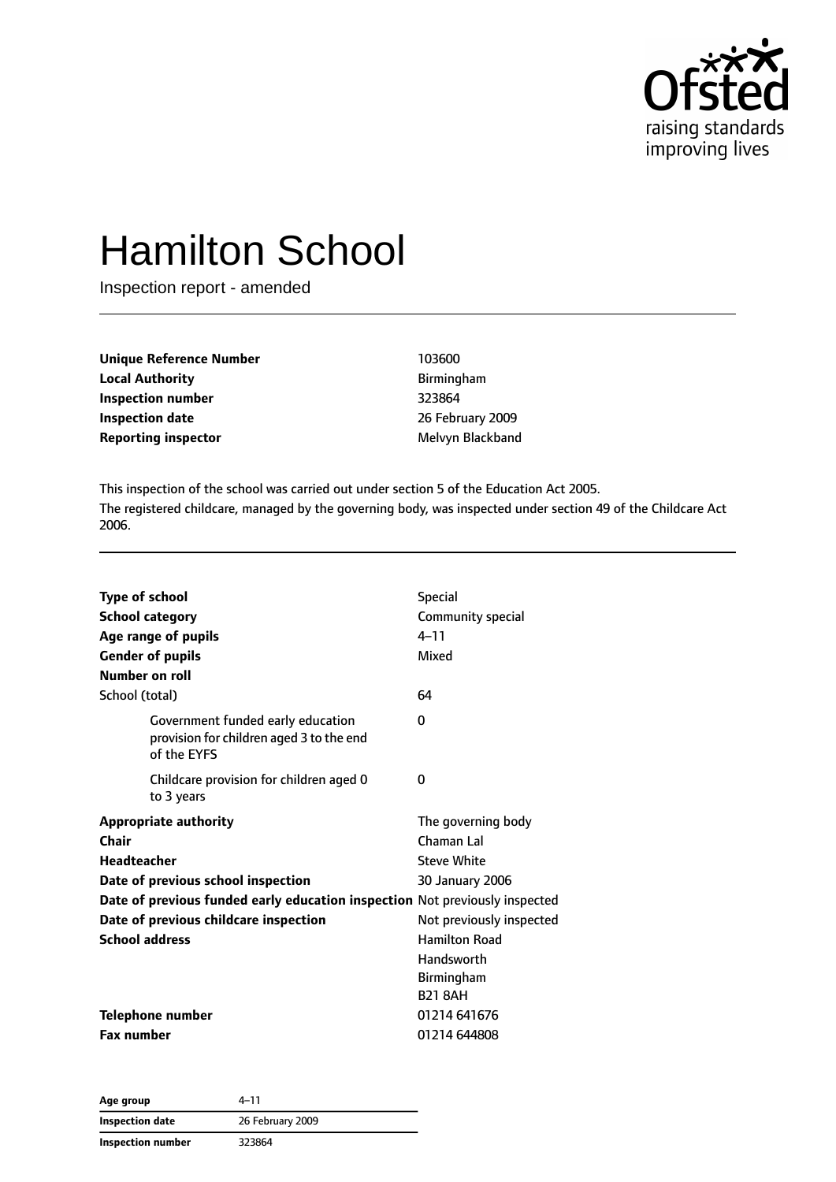# Hamilton School

Inspection report - amended

| | |
|---|---|
| **Unique Reference Number** | 103600 |
| **Local Authority** | Birmingham |
| **Inspection number** | 323864 |
| **Inspection date** | 26 February 2009 |
| **Reporting inspector** | Melvyn Blackband |

This inspection of the school was carried out under section 5 of the Education Act 2005.

The registered childcare, managed by the governing body, was inspected under section 49 of the Childcare Act 2006.

| | |
|---|---|
| **Type of school** | Special |
| **School category** | Community special |
| **Age range of pupils** | 4–11 |
| **Gender of pupils** | Mixed |
| **Number on roll** | |
| School (total) | 64 |
| Government funded early education provision for children aged 3 to the end of the EYFS | 0 |
| Childcare provision for children aged 0 to 3 years | 0 |
| **Appropriate authority** | The governing body |
| **Chair** | Chaman Lal |
| **Headteacher** | Steve White |
| **Date of previous school inspection** | 30 January 2006 |
| **Date of previous funded early education inspection** | Not previously inspected |
| **Date of previous childcare inspection** | Not previously inspected |
| **School address** | Hamilton Road<br>Handsworth<br>Birmingham<br>B21 8AH |
| **Telephone number** | 01214 641676 |
| **Fax number** | 01214 644808 |

| | |
|---|---|
| **Age group** | 4–11 |
| **Inspection date** | 26 February 2009 |
| **Inspection number** | 323864 |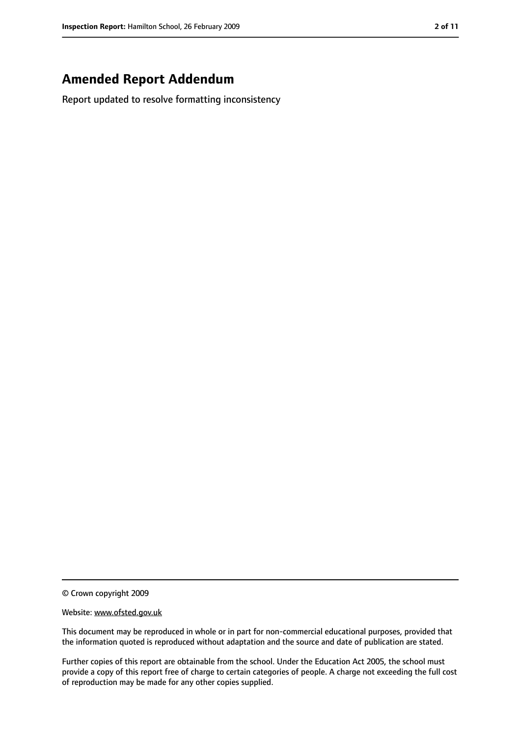# Amended Report Addendum

Report updated to resolve formatting inconsistency

© Crown copyright 2009

Website: www.ofsted.gov.uk

This document may be reproduced in whole or in part for non-commercial educational purposes, provided that the information quoted is reproduced without adaptation and the source and date of publication are stated.

Further copies of this report are obtainable from the school. Under the Education Act 2005, the school must provide a copy of this report free of charge to certain categories of people. A charge not exceeding the full cost of reproduction may be made for any other copies supplied.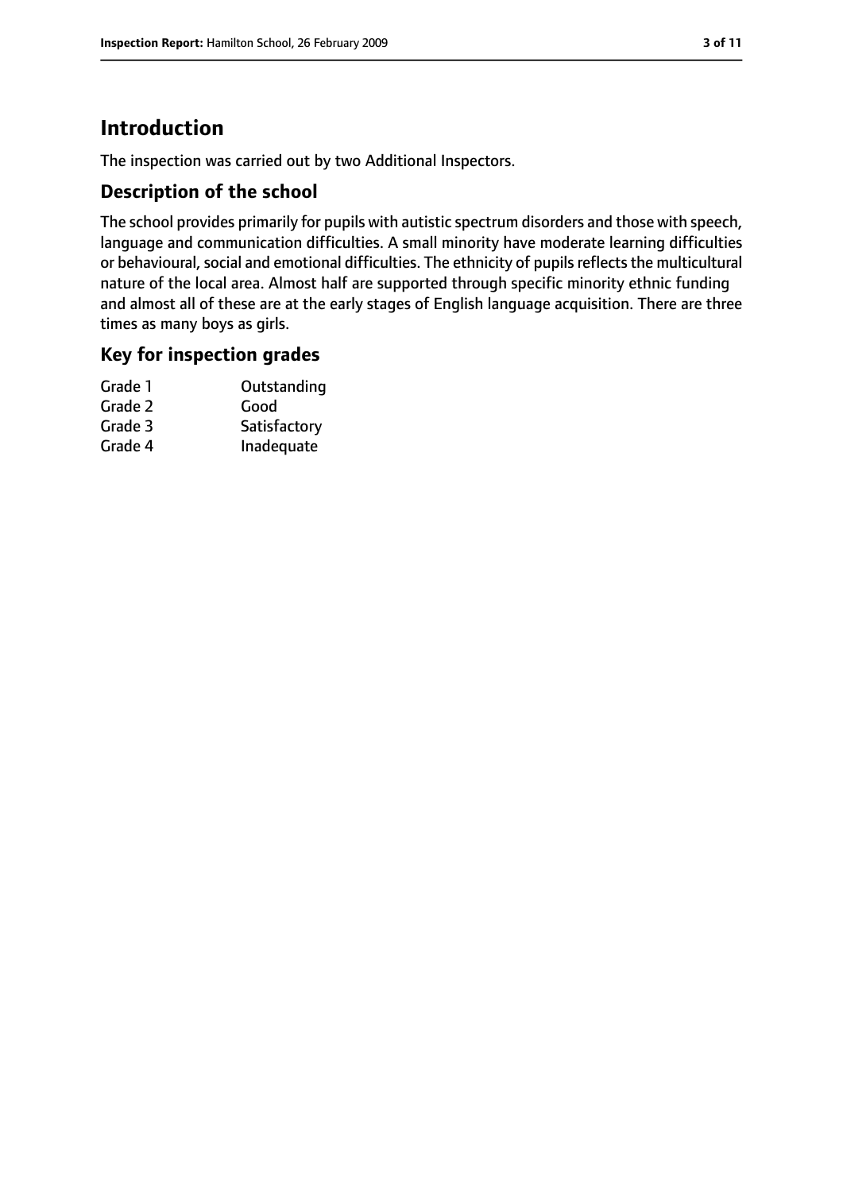# Introduction

The inspection was carried out by two Additional Inspectors.

## Description of the school

The school provides primarily for pupils with autistic spectrum disorders and those with speech, language and communication difficulties. A small minority have moderate learning difficulties or behavioural, social and emotional difficulties. The ethnicity of pupils reflects the multicultural nature of the local area. Almost half are supported through specific minority ethnic funding and almost all of these are at the early stages of English language acquisition. There are three times as many boys as girls.

## Key for inspection grades

| | |
|---|---|
| Grade 1 | Outstanding |
| Grade 2 | Good |
| Grade 3 | Satisfactory |
| Grade 4 | Inadequate |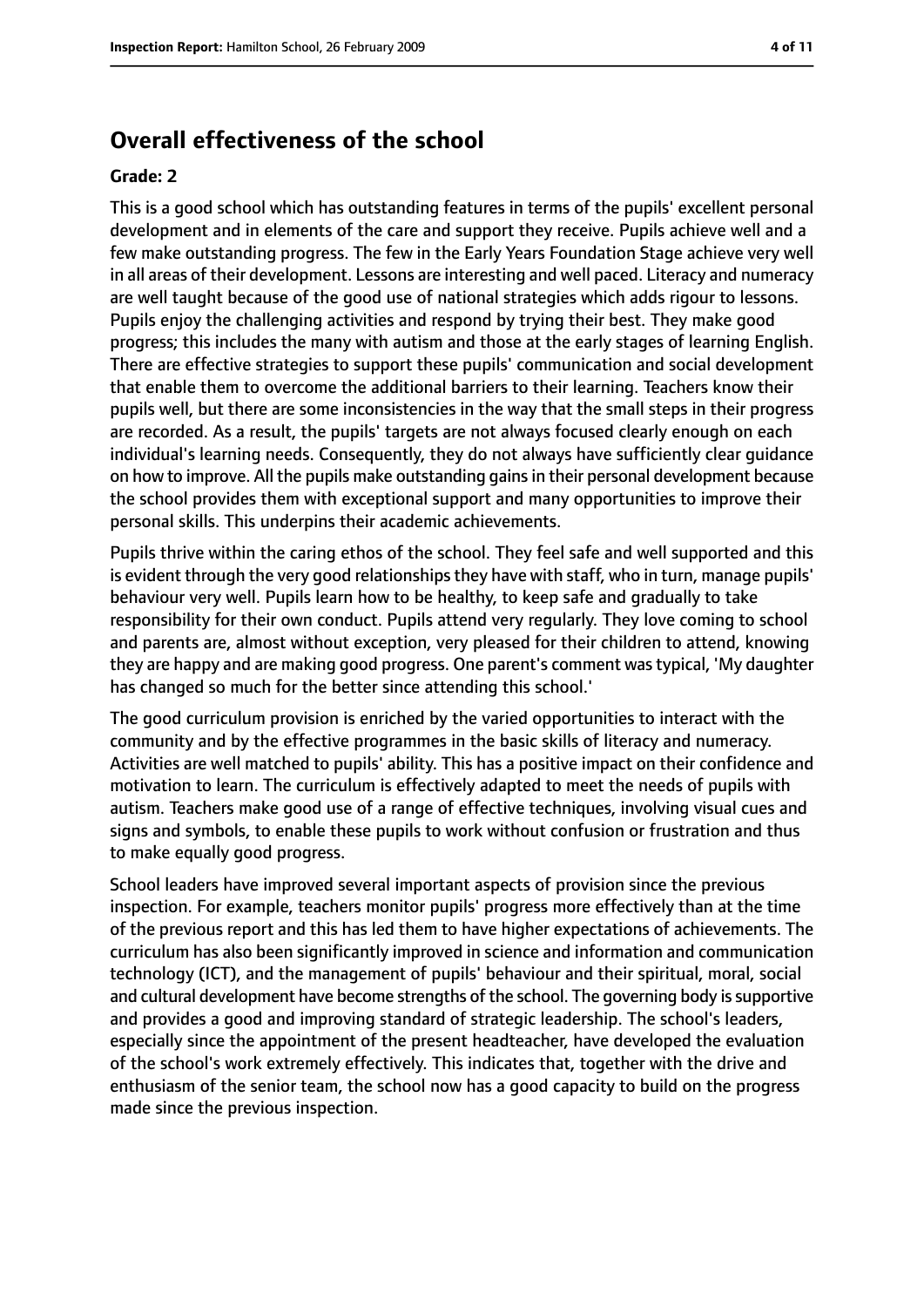## Overall effectiveness of the school

**Grade: 2**

This is a good school which has outstanding features in terms of the pupils' excellent personal development and in elements of the care and support they receive. Pupils achieve well and a few make outstanding progress. The few in the Early Years Foundation Stage achieve very well in all areas of their development. Lessons are interesting and well paced. Literacy and numeracy are well taught because of the good use of national strategies which adds rigour to lessons. Pupils enjoy the challenging activities and respond by trying their best. They make good progress; this includes the many with autism and those at the early stages of learning English. There are effective strategies to support these pupils' communication and social development that enable them to overcome the additional barriers to their learning. Teachers know their pupils well, but there are some inconsistencies in the way that the small steps in their progress are recorded. As a result, the pupils' targets are not always focused clearly enough on each individual's learning needs. Consequently, they do not always have sufficiently clear guidance on how to improve. All the pupils make outstanding gains in their personal development because the school provides them with exceptional support and many opportunities to improve their personal skills. This underpins their academic achievements.

Pupils thrive within the caring ethos of the school. They feel safe and well supported and this is evident through the very good relationships they have with staff, who in turn, manage pupils' behaviour very well. Pupils learn how to be healthy, to keep safe and gradually to take responsibility for their own conduct. Pupils attend very regularly. They love coming to school and parents are, almost without exception, very pleased for their children to attend, knowing they are happy and are making good progress. One parent's comment was typical, 'My daughter has changed so much for the better since attending this school.'

The good curriculum provision is enriched by the varied opportunities to interact with the community and by the effective programmes in the basic skills of literacy and numeracy. Activities are well matched to pupils' ability. This has a positive impact on their confidence and motivation to learn. The curriculum is effectively adapted to meet the needs of pupils with autism. Teachers make good use of a range of effective techniques, involving visual cues and signs and symbols, to enable these pupils to work without confusion or frustration and thus to make equally good progress.

School leaders have improved several important aspects of provision since the previous inspection. For example, teachers monitor pupils' progress more effectively than at the time of the previous report and this has led them to have higher expectations of achievements. The curriculum has also been significantly improved in science and information and communication technology (ICT), and the management of pupils' behaviour and their spiritual, moral, social and cultural development have become strengths of the school. The governing body is supportive and provides a good and improving standard of strategic leadership. The school's leaders, especially since the appointment of the present headteacher, have developed the evaluation of the school's work extremely effectively. This indicates that, together with the drive and enthusiasm of the senior team, the school now has a good capacity to build on the progress made since the previous inspection.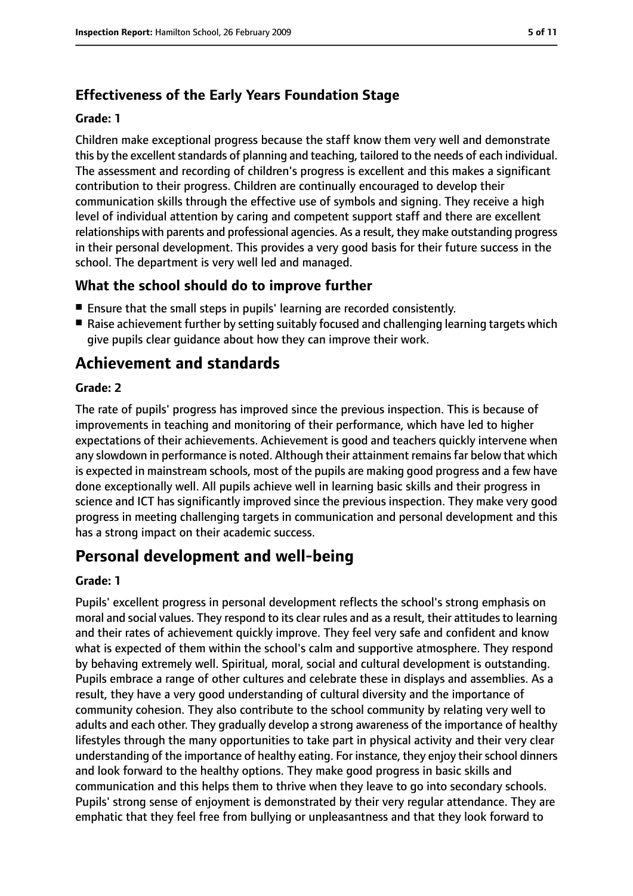### Effectiveness of the Early Years Foundation Stage

#### Grade: 1

Children make exceptional progress because the staff know them very well and demonstrate this by the excellent standards of planning and teaching, tailored to the needs of each individual. The assessment and recording of children's progress is excellent and this makes a significant contribution to their progress. Children are continually encouraged to develop their communication skills through the effective use of symbols and signing. They receive a high level of individual attention by caring and competent support staff and there are excellent relationships with parents and professional agencies. As a result, they make outstanding progress in their personal development. This provides a very good basis for their future success in the school. The department is very well led and managed.

### What the school should do to improve further

- Ensure that the small steps in pupils' learning are recorded consistently.
- Raise achievement further by setting suitably focused and challenging learning targets which give pupils clear guidance about how they can improve their work.

## Achievement and standards

#### Grade: 2

The rate of pupils' progress has improved since the previous inspection. This is because of improvements in teaching and monitoring of their performance, which have led to higher expectations of their achievements. Achievement is good and teachers quickly intervene when any slowdown in performance is noted. Although their attainment remains far below that which is expected in mainstream schools, most of the pupils are making good progress and a few have done exceptionally well. All pupils achieve well in learning basic skills and their progress in science and ICT has significantly improved since the previous inspection. They make very good progress in meeting challenging targets in communication and personal development and this has a strong impact on their academic success.

## Personal development and well-being

#### Grade: 1

Pupils' excellent progress in personal development reflects the school's strong emphasis on moral and social values. They respond to its clear rules and as a result, their attitudes to learning and their rates of achievement quickly improve. They feel very safe and confident and know what is expected of them within the school's calm and supportive atmosphere. They respond by behaving extremely well. Spiritual, moral, social and cultural development is outstanding. Pupils embrace a range of other cultures and celebrate these in displays and assemblies. As a result, they have a very good understanding of cultural diversity and the importance of community cohesion. They also contribute to the school community by relating very well to adults and each other. They gradually develop a strong awareness of the importance of healthy lifestyles through the many opportunities to take part in physical activity and their very clear understanding of the importance of healthy eating. For instance, they enjoy their school dinners and look forward to the healthy options. They make good progress in basic skills and communication and this helps them to thrive when they leave to go into secondary schools. Pupils' strong sense of enjoyment is demonstrated by their very regular attendance. They are emphatic that they feel free from bullying or unpleasantness and that they look forward to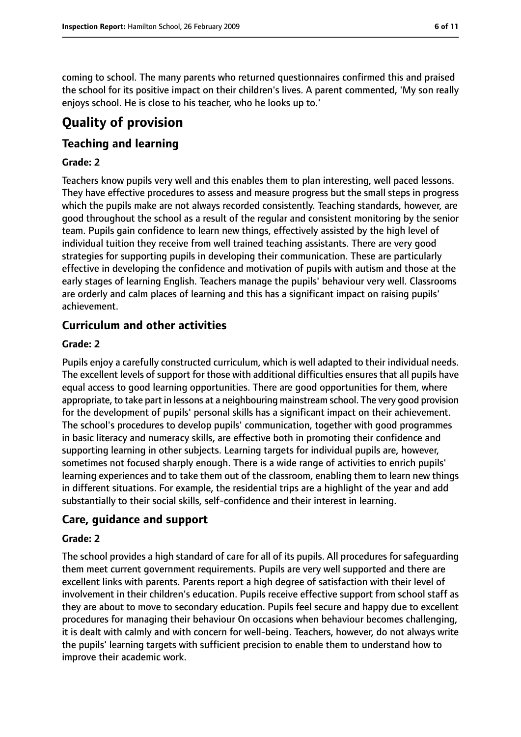coming to school. The many parents who returned questionnaires confirmed this and praised the school for its positive impact on their children's lives. A parent commented, 'My son really enjoys school. He is close to his teacher, who he looks up to.'

# Quality of provision

## Teaching and learning

### Grade: 2

Teachers know pupils very well and this enables them to plan interesting, well paced lessons. They have effective procedures to assess and measure progress but the small steps in progress which the pupils make are not always recorded consistently. Teaching standards, however, are good throughout the school as a result of the regular and consistent monitoring by the senior team. Pupils gain confidence to learn new things, effectively assisted by the high level of individual tuition they receive from well trained teaching assistants. There are very good strategies for supporting pupils in developing their communication. These are particularly effective in developing the confidence and motivation of pupils with autism and those at the early stages of learning English. Teachers manage the pupils' behaviour very well. Classrooms are orderly and calm places of learning and this has a significant impact on raising pupils' achievement.

## Curriculum and other activities

### Grade: 2

Pupils enjoy a carefully constructed curriculum, which is well adapted to their individual needs. The excellent levels of support for those with additional difficulties ensures that all pupils have equal access to good learning opportunities. There are good opportunities for them, where appropriate, to take part in lessons at a neighbouring mainstream school. The very good provision for the development of pupils' personal skills has a significant impact on their achievement. The school's procedures to develop pupils' communication, together with good programmes in basic literacy and numeracy skills, are effective both in promoting their confidence and supporting learning in other subjects. Learning targets for individual pupils are, however, sometimes not focused sharply enough. There is a wide range of activities to enrich pupils' learning experiences and to take them out of the classroom, enabling them to learn new things in different situations. For example, the residential trips are a highlight of the year and add substantially to their social skills, self-confidence and their interest in learning.

## Care, guidance and support

### Grade: 2

The school provides a high standard of care for all of its pupils. All procedures for safeguarding them meet current government requirements. Pupils are very well supported and there are excellent links with parents. Parents report a high degree of satisfaction with their level of involvement in their children's education. Pupils receive effective support from school staff as they are about to move to secondary education. Pupils feel secure and happy due to excellent procedures for managing their behaviour On occasions when behaviour becomes challenging, it is dealt with calmly and with concern for well-being. Teachers, however, do not always write the pupils' learning targets with sufficient precision to enable them to understand how to improve their academic work.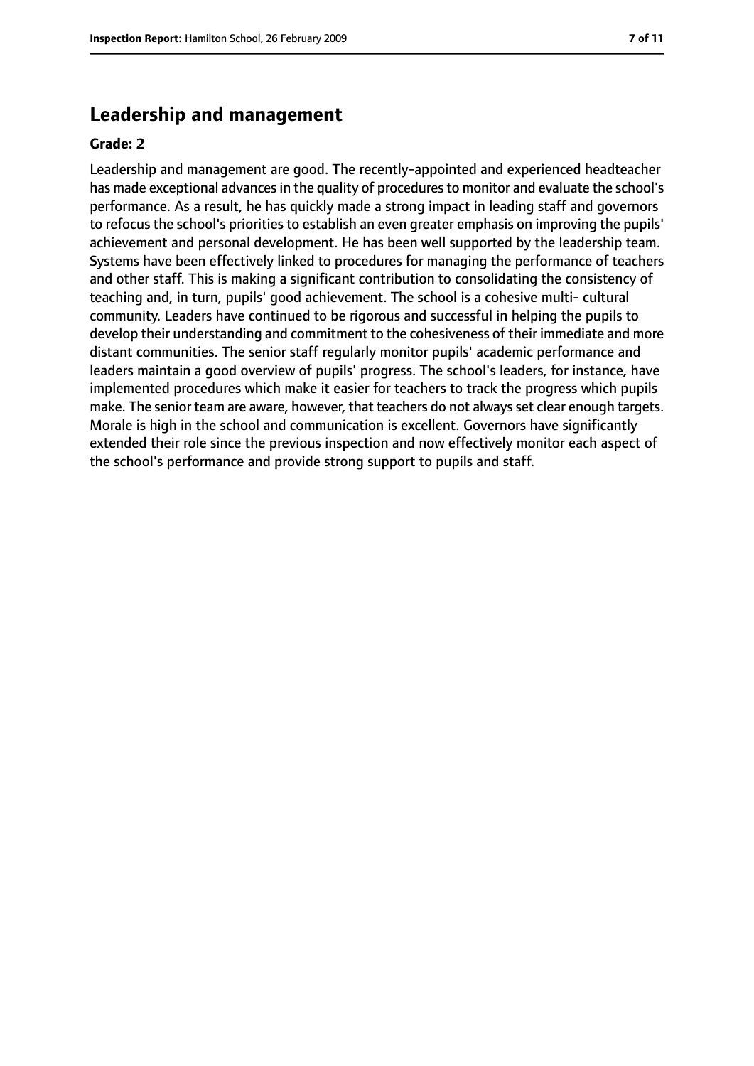## Leadership and management

**Grade: 2**

Leadership and management are good. The recently-appointed and experienced headteacher has made exceptional advances in the quality of procedures to monitor and evaluate the school's performance. As a result, he has quickly made a strong impact in leading staff and governors to refocus the school's priorities to establish an even greater emphasis on improving the pupils' achievement and personal development. He has been well supported by the leadership team. Systems have been effectively linked to procedures for managing the performance of teachers and other staff. This is making a significant contribution to consolidating the consistency of teaching and, in turn, pupils' good achievement. The school is a cohesive multi- cultural community. Leaders have continued to be rigorous and successful in helping the pupils to develop their understanding and commitment to the cohesiveness of their immediate and more distant communities. The senior staff regularly monitor pupils' academic performance and leaders maintain a good overview of pupils' progress. The school's leaders, for instance, have implemented procedures which make it easier for teachers to track the progress which pupils make. The senior team are aware, however, that teachers do not always set clear enough targets. Morale is high in the school and communication is excellent. Governors have significantly extended their role since the previous inspection and now effectively monitor each aspect of the school's performance and provide strong support to pupils and staff.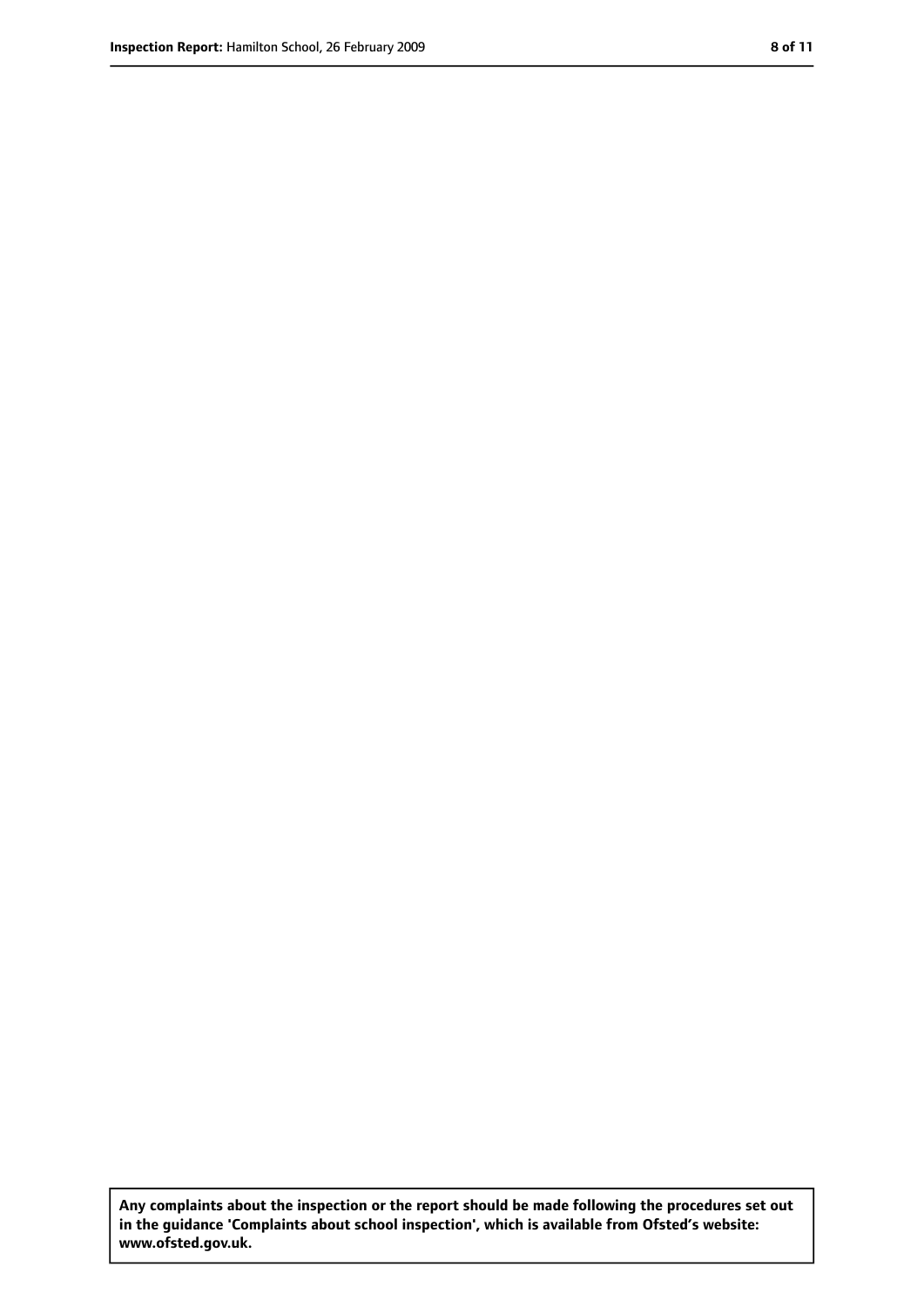**Any complaints about the inspection or the report should be made following the procedures set out in the guidance 'Complaints about school inspection', which is available from Ofsted's website: www.ofsted.gov.uk.**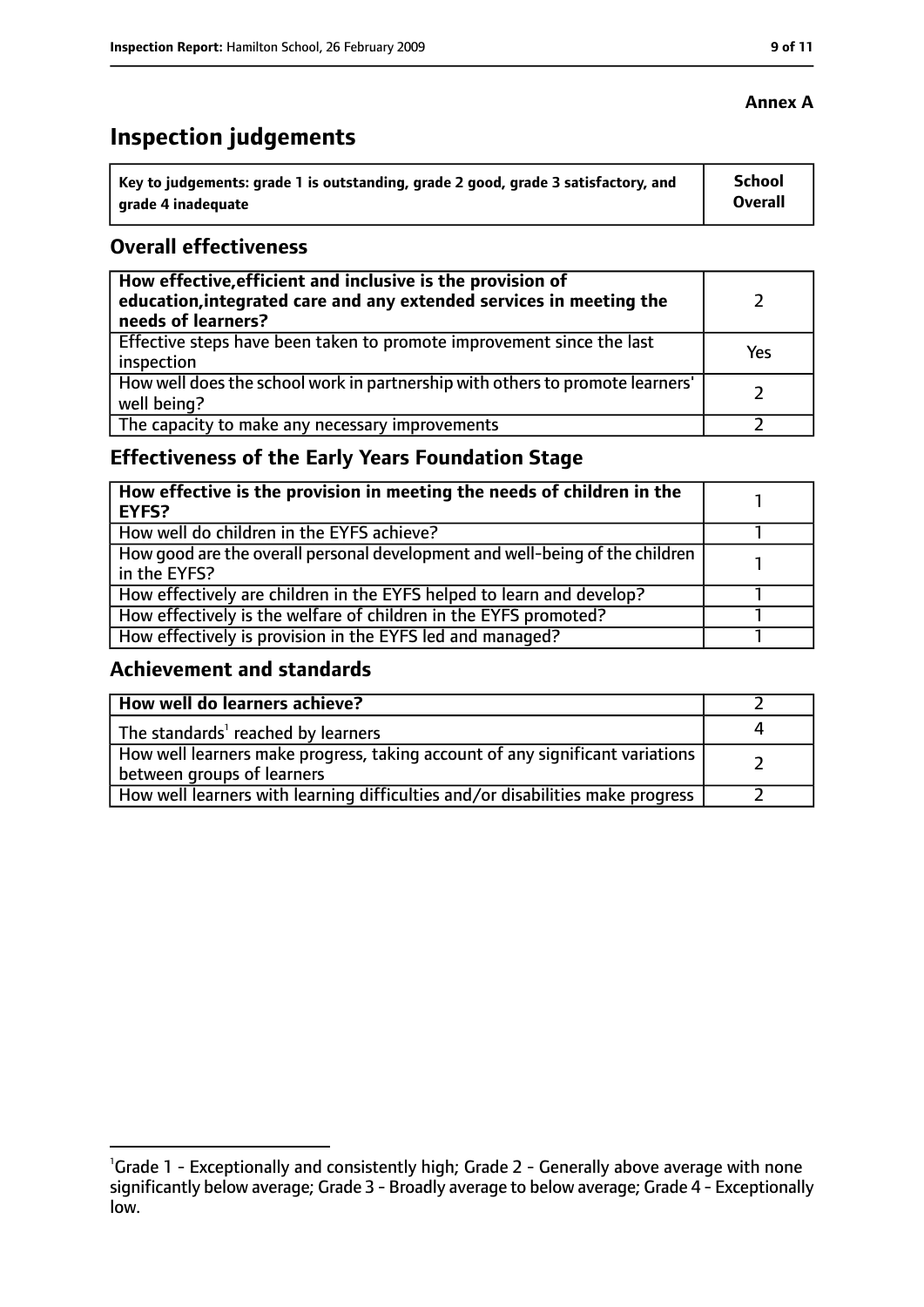**Annex A**

# Inspection judgements

| Key to judgements: grade 1 is outstanding, grade 2 good, grade 3 satisfactory, and grade 4 inadequate | School Overall |
|---|---|

## Overall effectiveness

| | |
|---|---|
| **How effective, efficient and inclusive is the provision of education, integrated care and any extended services in meeting the needs of learners?** | 2 |
| Effective steps have been taken to promote improvement since the last inspection | Yes |
| How well does the school work in partnership with others to promote learners' well being? | 2 |
| The capacity to make any necessary improvements | 2 |

## Effectiveness of the Early Years Foundation Stage

| | |
|---|---|
| **How effective is the provision in meeting the needs of children in the EYFS?** | 1 |
| How well do children in the EYFS achieve? | 1 |
| How good are the overall personal development and well-being of the children in the EYFS? | 1 |
| How effectively are children in the EYFS helped to learn and develop? | 1 |
| How effectively is the welfare of children in the EYFS promoted? | 1 |
| How effectively is provision in the EYFS led and managed? | 1 |

## Achievement and standards

| | |
|---|---|
| **How well do learners achieve?** | 2 |
| The standards[1] reached by learners | 4 |
| How well learners make progress, taking account of any significant variations between groups of learners | 2 |
| How well learners with learning difficulties and/or disabilities make progress | 2 |

[1] Grade 1 - Exceptionally and consistently high; Grade 2 - Generally above average with none significantly below average; Grade 3 - Broadly average to below average; Grade 4 - Exceptionally low.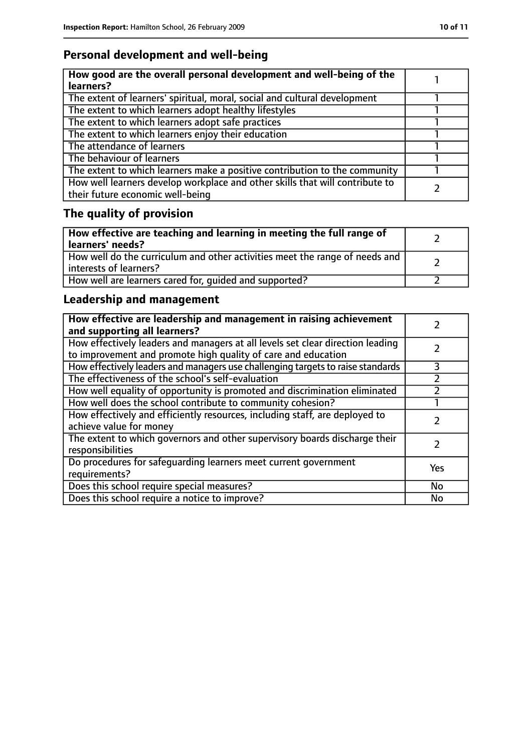## Personal development and well-being

| How good are the overall personal development and well-being of the learners? | 1 |
|---|---|
| The extent of learners' spiritual, moral, social and cultural development | 1 |
| The extent to which learners adopt healthy lifestyles | 1 |
| The extent to which learners adopt safe practices | 1 |
| The extent to which learners enjoy their education | 1 |
| The attendance of learners | 1 |
| The behaviour of learners | 1 |
| The extent to which learners make a positive contribution to the community | 1 |
| How well learners develop workplace and other skills that will contribute to their future economic well-being | 2 |

## The quality of provision

| How effective are teaching and learning in meeting the full range of learners' needs? | 2 |
|---|---|
| How well do the curriculum and other activities meet the range of needs and interests of learners? | 2 |
| How well are learners cared for, guided and supported? | 2 |

## Leadership and management

| How effective are leadership and management in raising achievement and supporting all learners? | 2 |
|---|---|
| How effectively leaders and managers at all levels set clear direction leading to improvement and promote high quality of care and education | 2 |
| How effectively leaders and managers use challenging targets to raise standards | 3 |
| The effectiveness of the school's self-evaluation | 2 |
| How well equality of opportunity is promoted and discrimination eliminated | 2 |
| How well does the school contribute to community cohesion? | 1 |
| How effectively and efficiently resources, including staff, are deployed to achieve value for money | 2 |
| The extent to which governors and other supervisory boards discharge their responsibilities | 2 |
| Do procedures for safeguarding learners meet current government requirements? | Yes |
| Does this school require special measures? | No |
| Does this school require a notice to improve? | No |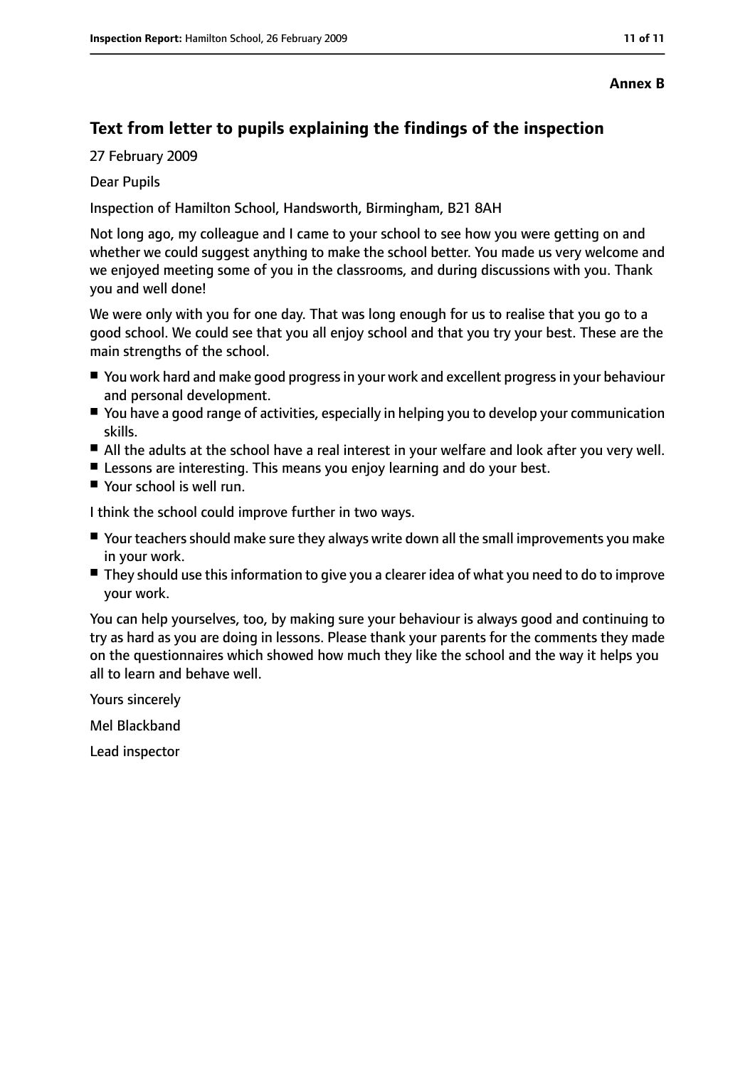**Annex B**

## Text from letter to pupils explaining the findings of the inspection

27 February 2009

Dear Pupils

Inspection of Hamilton School, Handsworth, Birmingham, B21 8AH

Not long ago, my colleague and I came to your school to see how you were getting on and whether we could suggest anything to make the school better. You made us very welcome and we enjoyed meeting some of you in the classrooms, and during discussions with you. Thank you and well done!

We were only with you for one day. That was long enough for us to realise that you go to a good school. We could see that you all enjoy school and that you try your best. These are the main strengths of the school.

- You work hard and make good progress in your work and excellent progress in your behaviour and personal development.
- You have a good range of activities, especially in helping you to develop your communication skills.
- All the adults at the school have a real interest in your welfare and look after you very well.
- Lessons are interesting. This means you enjoy learning and do your best.
- Your school is well run.

I think the school could improve further in two ways.

- Your teachers should make sure they always write down all the small improvements you make in your work.
- They should use this information to give you a clearer idea of what you need to do to improve your work.

You can help yourselves, too, by making sure your behaviour is always good and continuing to try as hard as you are doing in lessons. Please thank your parents for the comments they made on the questionnaires which showed how much they like the school and the way it helps you all to learn and behave well.

Yours sincerely

Mel Blackband

Lead inspector